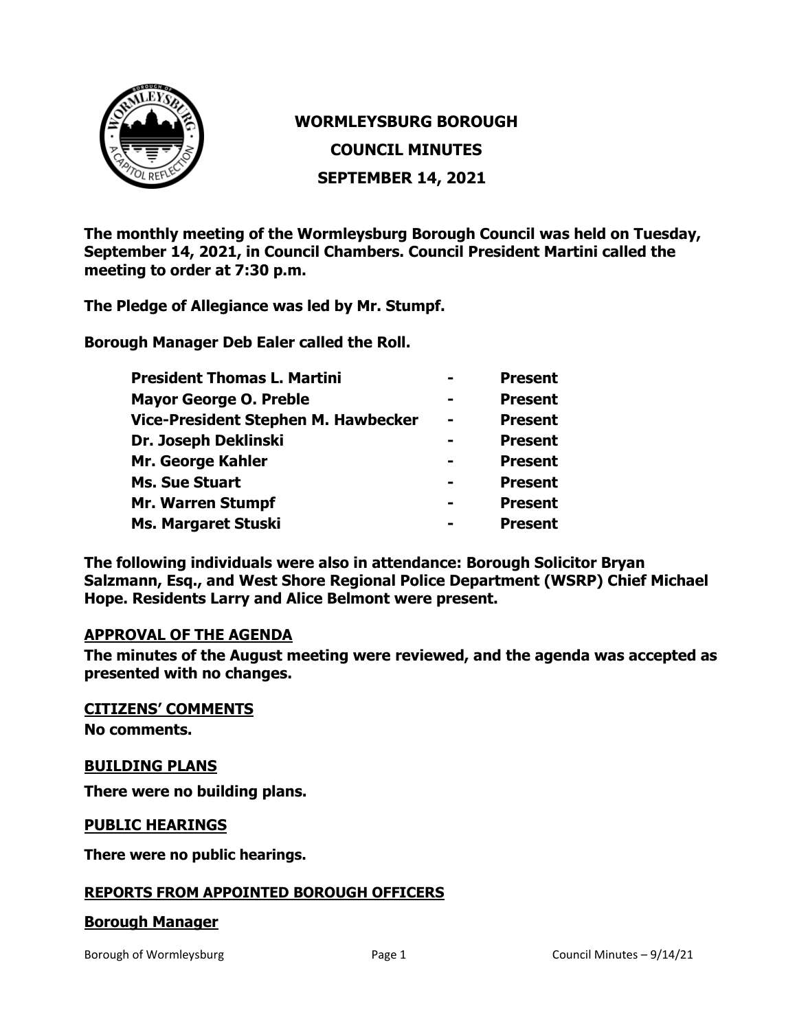# WORMLEYSBURG BOROUGH

## COUNCIL MINUTES

## SEPTEMBER 14, 2021

**The monthly meeting of the Wormleysburg Borough Council was held on Tuesday, September 14, 2021, in Council Chambers. Council President Martini called the meeting to order at 7:30 p.m.**

**The Pledge of Allegiance was led by Mr. Stumpf.**

**Borough Manager Deb Ealer called the Roll.**

| | | |
|---|---|---|
| **President Thomas L. Martini** | **-** | **Present** |
| **Mayor George O. Preble** | **-** | **Present** |
| **Vice-President Stephen M. Hawbecker** | **-** | **Present** |
| **Dr. Joseph Deklinski** | **-** | **Present** |
| **Mr. George Kahler** | **-** | **Present** |
| **Ms. Sue Stuart** | **-** | **Present** |
| **Mr. Warren Stumpf** | **-** | **Present** |
| **Ms. Margaret Stuski** | **-** | **Present** |

**The following individuals were also in attendance: Borough Solicitor Bryan Salzmann, Esq., and West Shore Regional Police Department (WSRP) Chief Michael Hope. Residents Larry and Alice Belmont were present.**

**APPROVAL OF THE AGENDA**

**The minutes of the August meeting were reviewed, and the agenda was accepted as presented with no changes.**

**CITIZENS' COMMENTS**

**No comments.**

**BUILDING PLANS**

**There were no building plans.**

**PUBLIC HEARINGS**

**There were no public hearings.**

**REPORTS FROM APPOINTED BOROUGH OFFICERS**

**Borough Manager**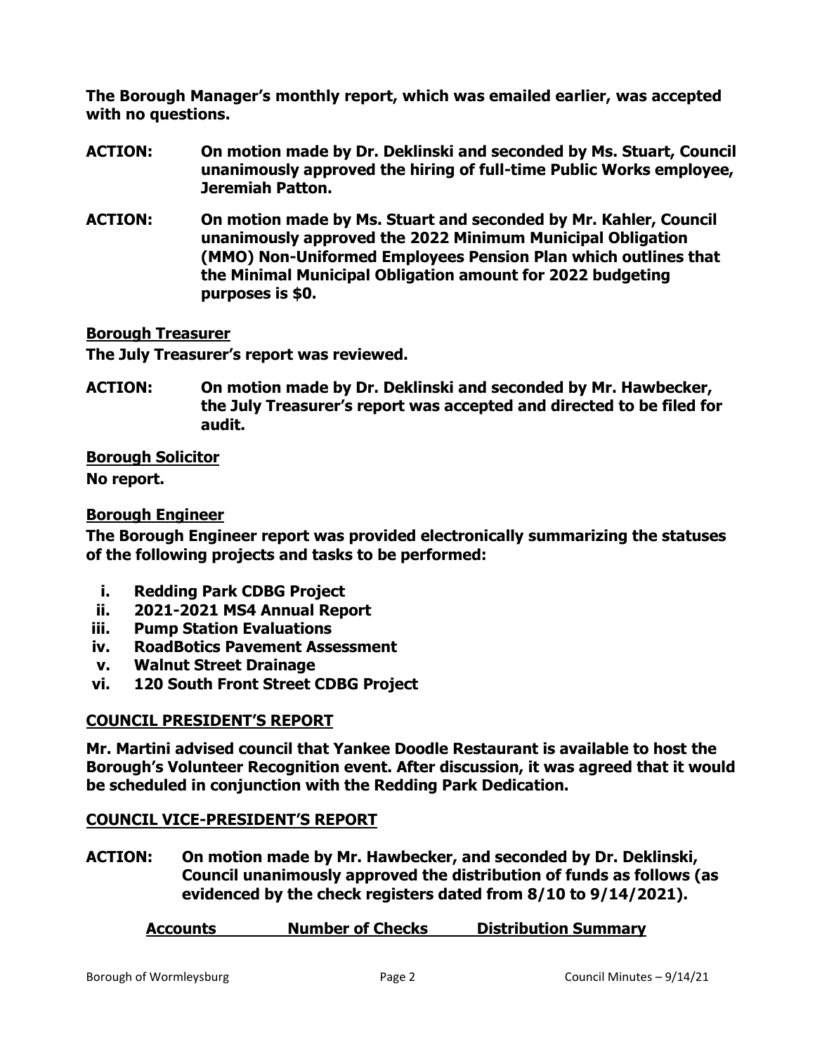**The Borough Manager's monthly report, which was emailed earlier, was accepted with no questions.**

**ACTION: On motion made by Dr. Deklinski and seconded by Ms. Stuart, Council unanimously approved the hiring of full-time Public Works employee, Jeremiah Patton.**

**ACTION: On motion made by Ms. Stuart and seconded by Mr. Kahler, Council unanimously approved the 2022 Minimum Municipal Obligation (MMO) Non-Uniformed Employees Pension Plan which outlines that the Minimal Municipal Obligation amount for 2022 budgeting purposes is $0.**

**Borough Treasurer**

**The July Treasurer's report was reviewed.**

**ACTION: On motion made by Dr. Deklinski and seconded by Mr. Hawbecker, the July Treasurer's report was accepted and directed to be filed for audit.**

**Borough Solicitor**

**No report.**

**Borough Engineer**

**The Borough Engineer report was provided electronically summarizing the statuses of the following projects and tasks to be performed:**

- **i. Redding Park CDBG Project**
- **ii. 2021-2021 MS4 Annual Report**
- **iii. Pump Station Evaluations**
- **iv. RoadBotics Pavement Assessment**
- **v. Walnut Street Drainage**
- **vi. 120 South Front Street CDBG Project**

## COUNCIL PRESIDENT'S REPORT

**Mr. Martini advised council that Yankee Doodle Restaurant is available to host the Borough's Volunteer Recognition event. After discussion, it was agreed that it would be scheduled in conjunction with the Redding Park Dedication.**

## COUNCIL VICE-PRESIDENT'S REPORT

**ACTION: On motion made by Mr. Hawbecker, and seconded by Dr. Deklinski, Council unanimously approved the distribution of funds as follows (as evidenced by the check registers dated from 8/10 to 9/14/2021).**

| Accounts | Number of Checks | Distribution Summary |
|---|---|---|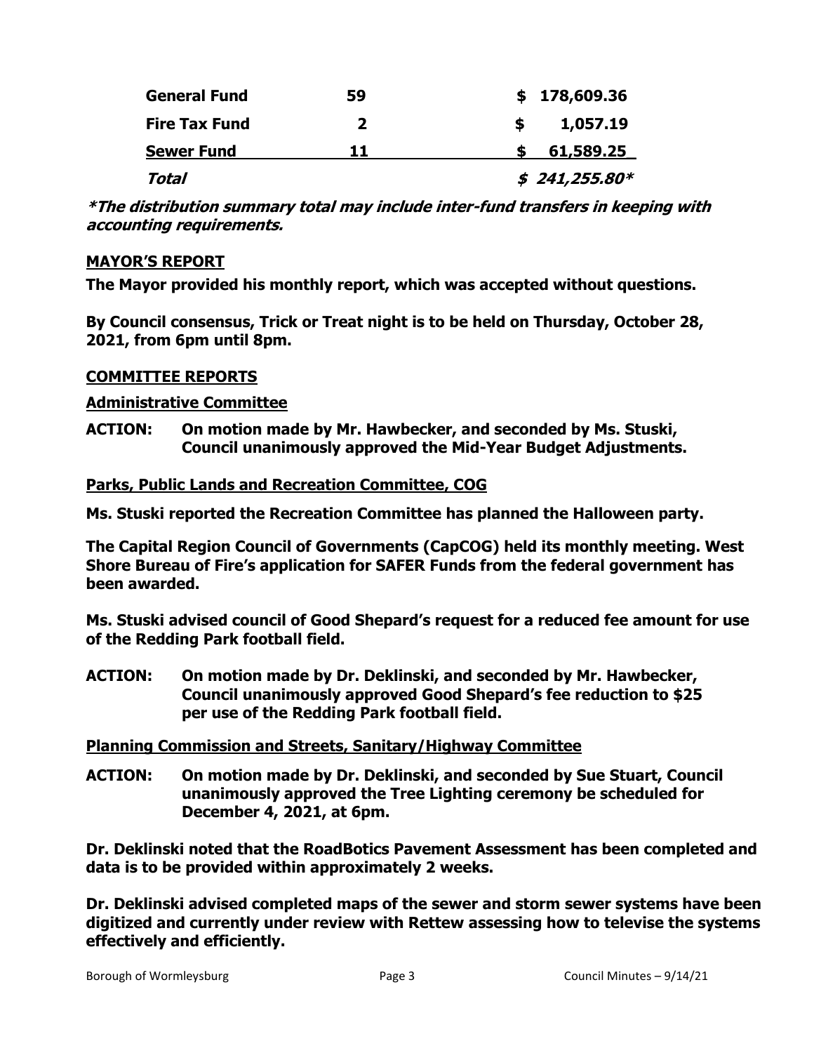| **General Fund** | **59** | **$ 178,609.36** |
|---|---|---|
| **Fire Tax Fund** | **2** | **$ 1,057.19** |
| **Sewer Fund** | **11** | **$ 61,589.25** |
| ***Total*** | | ***$ 241,255.80**** |

***\*The distribution summary total may include inter-fund transfers in keeping with accounting requirements.***

**MAYOR'S REPORT**

**The Mayor provided his monthly report, which was accepted without questions.**

**By Council consensus, Trick or Treat night is to be held on Thursday, October 28, 2021, from 6pm until 8pm.**

**COMMITTEE REPORTS**

**Administrative Committee**

**ACTION: On motion made by Mr. Hawbecker, and seconded by Ms. Stuski, Council unanimously approved the Mid-Year Budget Adjustments.**

**Parks, Public Lands and Recreation Committee, COG**

**Ms. Stuski reported the Recreation Committee has planned the Halloween party.**

**The Capital Region Council of Governments (CapCOG) held its monthly meeting. West Shore Bureau of Fire's application for SAFER Funds from the federal government has been awarded.**

**Ms. Stuski advised council of Good Shepard's request for a reduced fee amount for use of the Redding Park football field.**

**ACTION: On motion made by Dr. Deklinski, and seconded by Mr. Hawbecker, Council unanimously approved Good Shepard's fee reduction to $25 per use of the Redding Park football field.**

**Planning Commission and Streets, Sanitary/Highway Committee**

**ACTION: On motion made by Dr. Deklinski, and seconded by Sue Stuart, Council unanimously approved the Tree Lighting ceremony be scheduled for December 4, 2021, at 6pm.**

**Dr. Deklinski noted that the RoadBotics Pavement Assessment has been completed and data is to be provided within approximately 2 weeks.**

**Dr. Deklinski advised completed maps of the sewer and storm sewer systems have been digitized and currently under review with Rettew assessing how to televise the systems effectively and efficiently.**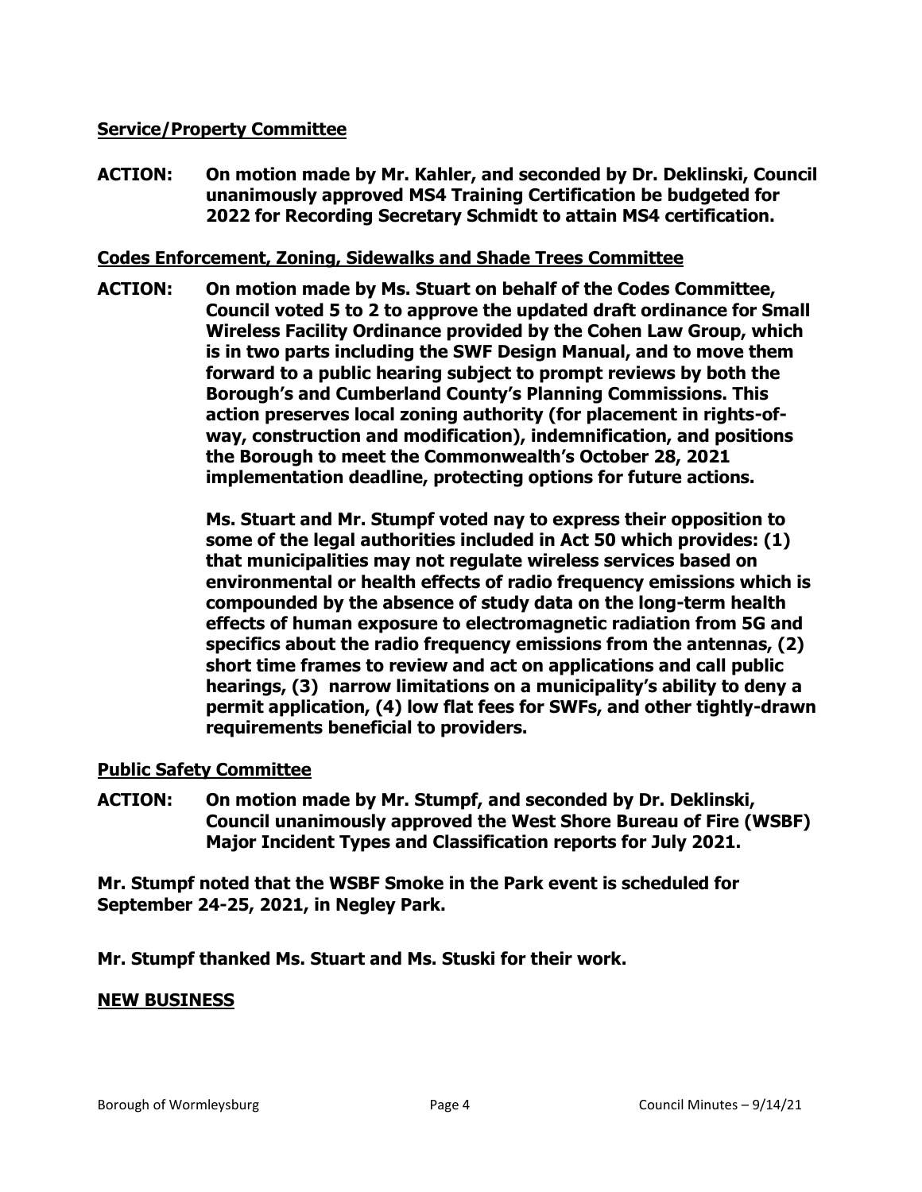**<u>Service/Property Committee</u>**

**ACTION: On motion made by Mr. Kahler, and seconded by Dr. Deklinski, Council unanimously approved MS4 Training Certification be budgeted for 2022 for Recording Secretary Schmidt to attain MS4 certification.**

**<u>Codes Enforcement, Zoning, Sidewalks and Shade Trees Committee</u>**

**ACTION: On motion made by Ms. Stuart on behalf of the Codes Committee, Council voted 5 to 2 to approve the updated draft ordinance for Small Wireless Facility Ordinance provided by the Cohen Law Group, which is in two parts including the SWF Design Manual, and to move them forward to a public hearing subject to prompt reviews by both the Borough's and Cumberland County's Planning Commissions. This action preserves local zoning authority (for placement in rights-of-way, construction and modification), indemnification, and positions the Borough to meet the Commonwealth's October 28, 2021 implementation deadline, protecting options for future actions.**

**Ms. Stuart and Mr. Stumpf voted nay to express their opposition to some of the legal authorities included in Act 50 which provides: (1) that municipalities may not regulate wireless services based on environmental or health effects of radio frequency emissions which is compounded by the absence of study data on the long-term health effects of human exposure to electromagnetic radiation from 5G and specifics about the radio frequency emissions from the antennas, (2) short time frames to review and act on applications and call public hearings, (3) narrow limitations on a municipality's ability to deny a permit application, (4) low flat fees for SWFs, and other tightly-drawn requirements beneficial to providers.**

**<u>Public Safety Committee</u>**

**ACTION: On motion made by Mr. Stumpf, and seconded by Dr. Deklinski, Council unanimously approved the West Shore Bureau of Fire (WSBF) Major Incident Types and Classification reports for July 2021.**

**Mr. Stumpf noted that the WSBF Smoke in the Park event is scheduled for September 24-25, 2021, in Negley Park.**

**Mr. Stumpf thanked Ms. Stuart and Ms. Stuski for their work.**

**<u>NEW BUSINESS</u>**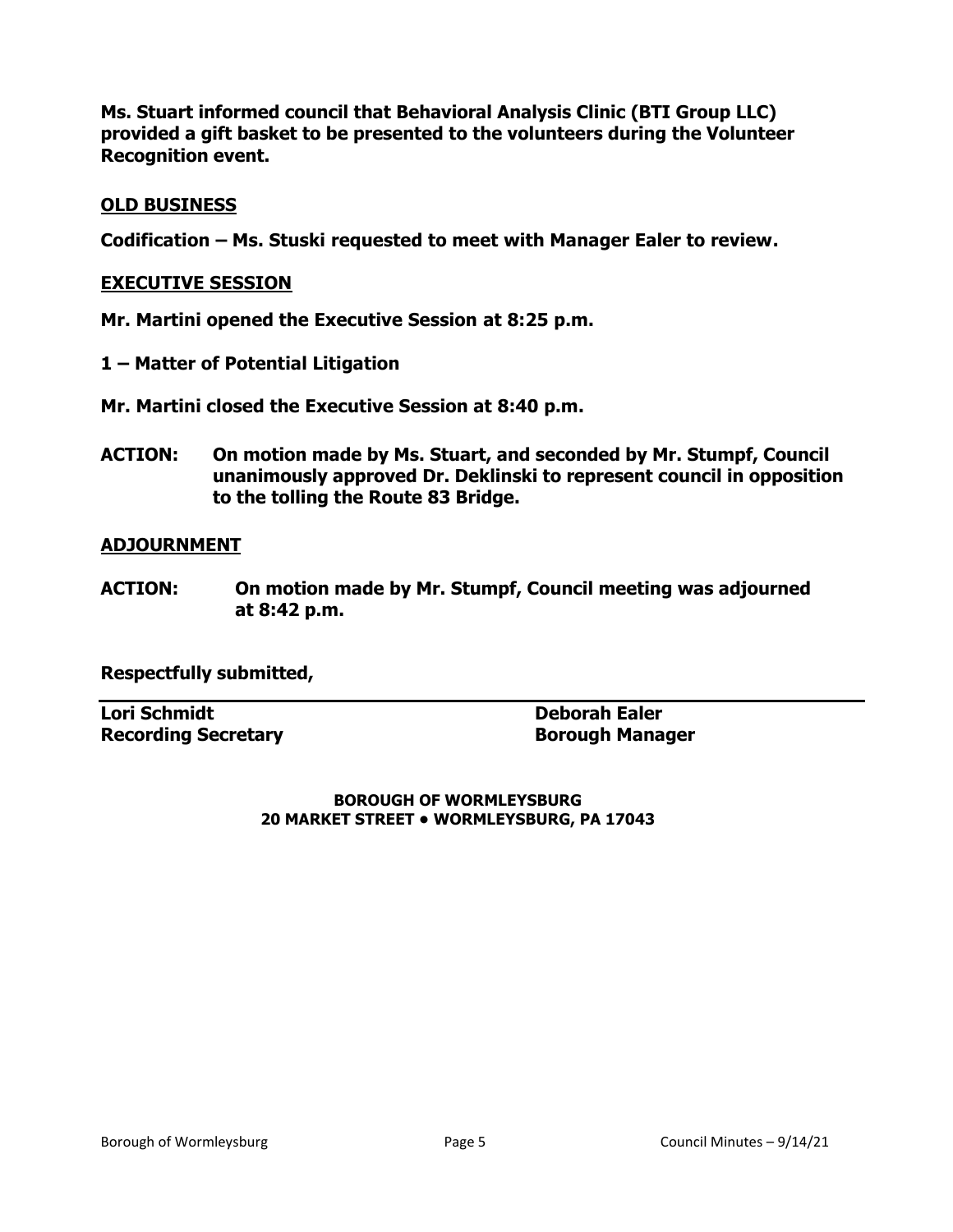**Ms. Stuart informed council that Behavioral Analysis Clinic (BTI Group LLC) provided a gift basket to be presented to the volunteers during the Volunteer Recognition event.**

## OLD BUSINESS

**Codification – Ms. Stuski requested to meet with Manager Ealer to review.**

## EXECUTIVE SESSION

**Mr. Martini opened the Executive Session at 8:25 p.m.**

**1 – Matter of Potential Litigation**

**Mr. Martini closed the Executive Session at 8:40 p.m.**

**ACTION: On motion made by Ms. Stuart, and seconded by Mr. Stumpf, Council unanimously approved Dr. Deklinski to represent council in opposition to the tolling the Route 83 Bridge.**

## ADJOURNMENT

**ACTION: On motion made by Mr. Stumpf, Council meeting was adjourned at 8:42 p.m.**

**Respectfully submitted,**

| | |
|---|---|
| **Lori Schmidt** | **Deborah Ealer** |
| **Recording Secretary** | **Borough Manager** |

**BOROUGH OF WORMLEYSBURG**
**20 MARKET STREET • WORMLEYSBURG, PA 17043**